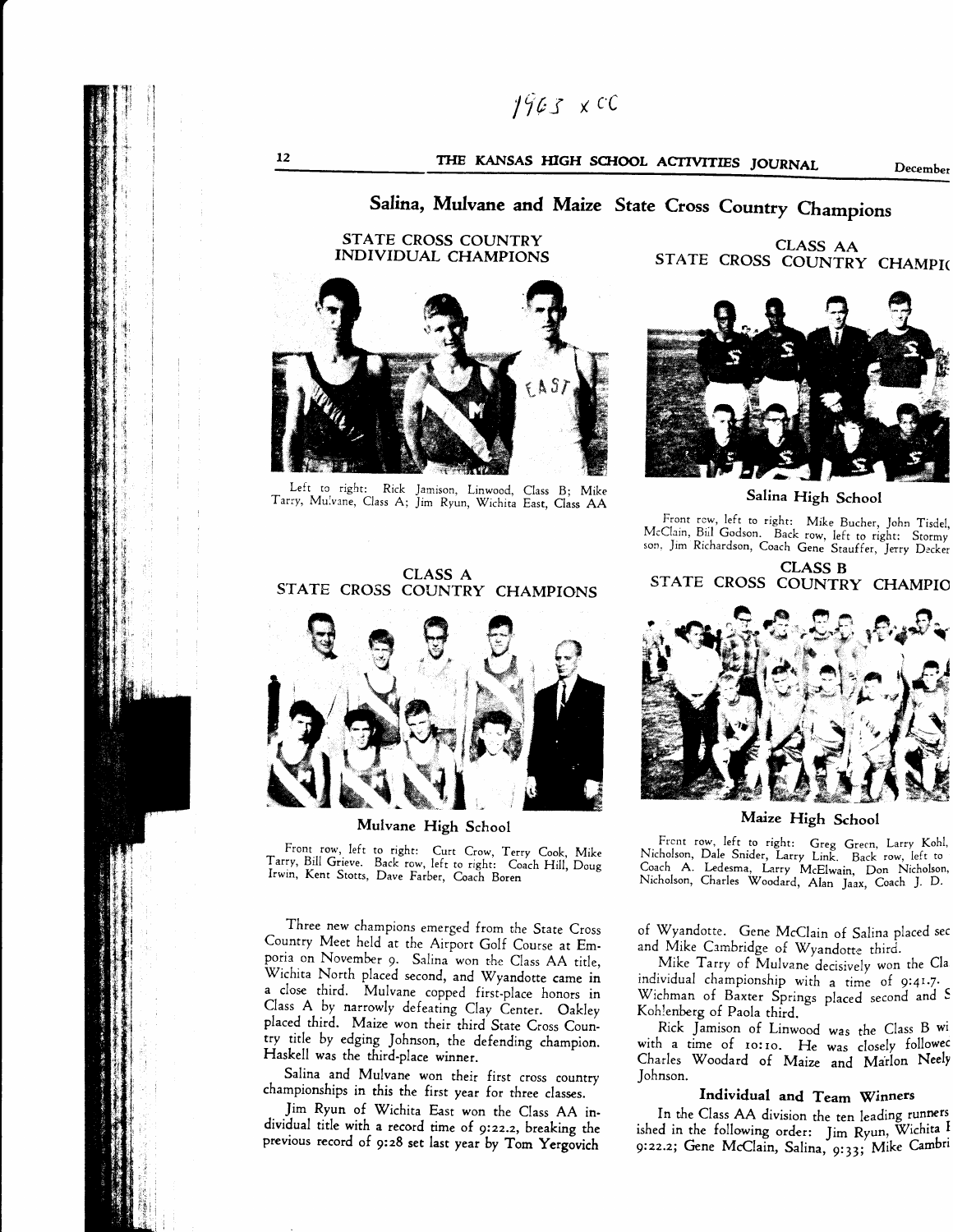1963 x CC

# Salina, Mulvane and Maize State Cross Country Champions

## STATE CROSS COUNTRY INDIVIDUAL CHAMPIONS

Left to right: Rick Jamison, Linwood, Class B; Mike Tarry, Mulvane, Class A; Jim Ryun, Wichita East, Class AA

## CLASS A STATE CROSS COUNTRY CHAMPIONS

**Mulvane High School**

Front row, left to right: Curt Crow, Terry Cook, Mike Tarry, Bill Grieve. Back row, left to right: Coach Hill, Doug Irwin, Kent Stotts, Dave Farber, Coach Boren

## CLASS AA STATE CROSS COUNTRY CHAMPI

**Salina High School**

Front row, left to right: Mike Bucher, John Tisdel, McClain, Bill Godson. Back row, left to right: Stormy son, Jim Richardson, Coach Gene Stauffer, Jerry Decker

## CLASS B STATE CROSS COUNTRY CHAMPIO

**Maize High School**

Front row, left to right: Greg Green, Larry Kohl, Nicholson, Dale Snider, Larry Link. Back row, left to Coach A. Ledesma, Larry McElwain, Don Nicholson, Nicholson, Charles Woodard, Alan Jaax, Coach J. D.

Three new champions emerged from the State Cross Country Meet held at the Airport Golf Course at Emporia on November 9. Salina won the Class AA title, Wichita North placed second, and Wyandotte came in a close third. Mulvane copped first-place honors in Class A by narrowly defeating Clay Center. Oakley placed third. Maize won their third State Cross Country title by edging Johnson, the defending champion. Haskell was the third-place winner.

Salina and Mulvane won their first cross country championships in this the first year for three classes.

Jim Ryun of Wichita East won the Class AA individual title with a record time of 9:22.2, breaking the previous record of 9:28 set last year by Tom Yergovich of Wyandotte. Gene McClain of Salina placed sec and Mike Cambridge of Wyandotte third.

Mike Tarry of Mulvane decisively won the Cla individual championship with a time of 9:41.7. Wichman of Baxter Springs placed second and S Kohlenberg of Paola third.

Rick Jamison of Linwood was the Class B wi with a time of 10:10. He was closely followe Charles Woodard of Maize and Marlon Neely Johnson.

### Individual and Team Winners

In the Class AA division the ten leading runners ished in the following order: Jim Ryun, Wichita 9:22.2; Gene McClain, Salina, 9:33; Mike Cambri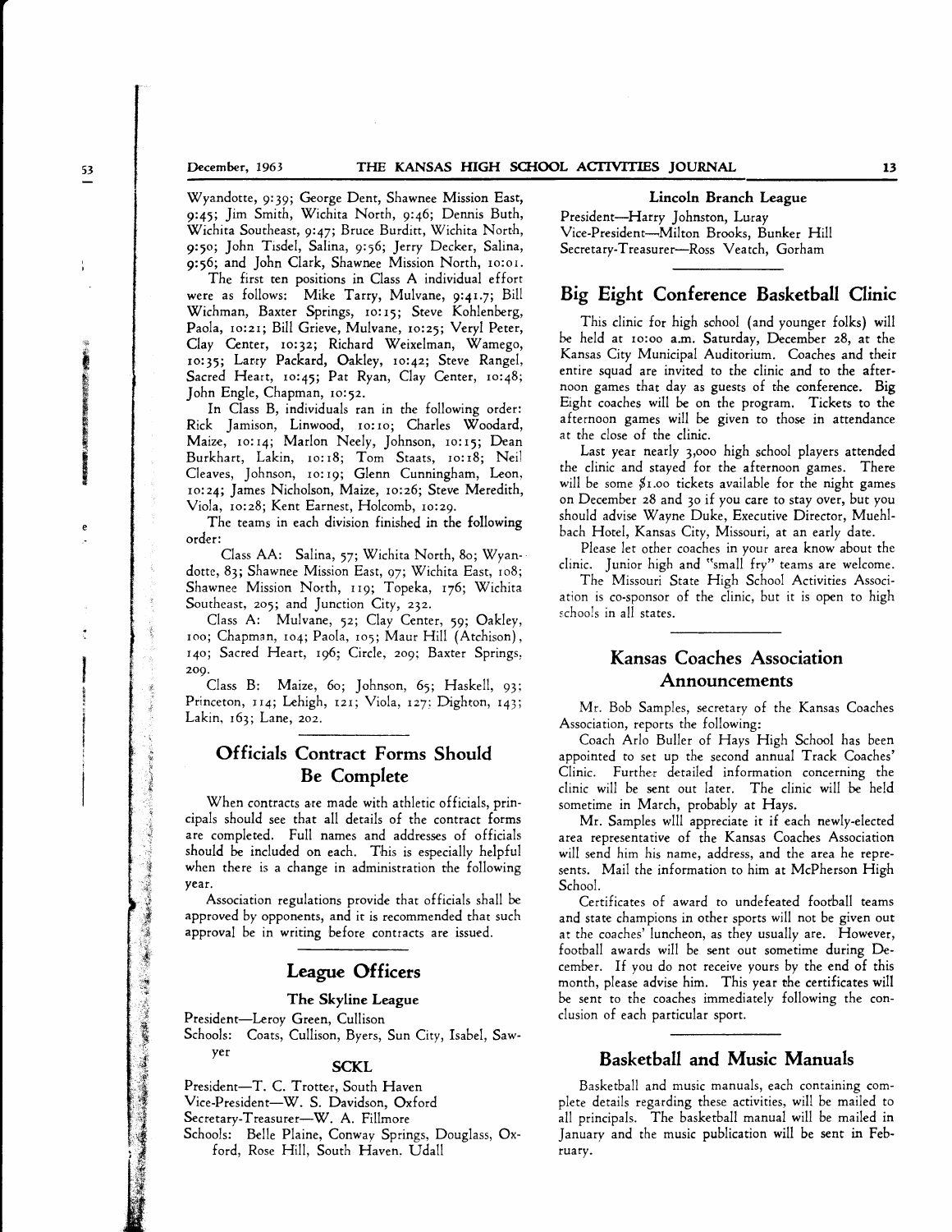Wyandotte, 9:39; George Dent, Shawnee Mission East, 9:45; Jim Smith, Wichita North, 9:46; Dennis Buth, Wichita Southeast, 9:47; Bruce Burditt, Wichita North, 9:50; John Tisdel, Salina, 9:56; Jerry Decker, Salina, 9:56; and John Clark, Shawnee Mission North, 10:01.

The first ten positions in Class A individual effort were as follows: Mike Tarry, Mulvane, 9:41.7; Bill Wichman, Baxter Springs, 10:15; Steve Kohlenberg, Paola, 10:21; Bill Grieve, Mulvane, 10:25; Veryl Peter, Clay Center, 10:32; Richard Weixelman, Wamego, 10:35; Larry Packard, Oakley, 10:42; Steve Rangel, Sacred Heart, 10:45; Pat Ryan, Clay Center, 10:48; John Engle, Chapman, 10:52.

In Class B, individuals ran in the following order: Rick Jamison, Linwood, 10:10; Charles Woodard, Maize, 10:14; Marlon Neely, Johnson, 10:15; Dean Burkhart, Lakin, 10:18; Tom Staats, 10:18; Neil Cleaves, Johnson, 10:19; Glenn Cunningham, Leon, 10:24; James Nicholson, Maize, 10:26; Steve Meredith, Viola, 10:28; Kent Earnest, Holcomb, 10:29.

The teams in each division finished in the following order:

Class AA: Salina, 57; Wichita North, 80; Wyandotte, 83; Shawnee Mission East, 97; Wichita East, 108; Shawnee Mission North, 119; Topeka, 176; Wichita Southeast, 205; and Junction City, 232.

Class A: Mulvane, 52; Clay Center, 59; Oakley, 100; Chapman, 104; Paola, 105; Maur Hill (Atchison), 140; Sacred Heart, 196; Circle, 209; Baxter Springs, 209.

Class B: Maize, 60; Johnson, 65; Haskell, 93; Princeton, 114; Lehigh, 121; Viola, 127; Dighton, 143; Lakin, 163; Lane, 202.

## Officials Contract Forms Should Be Complete

When contracts are made with athletic officials, principals should see that all details of the contract forms are completed. Full names and addresses of officials should be included on each. This is especially helpful when there is a change in administration the following year.

Association regulations provide that officials shall be approved by opponents, and it is recommended that such approval be in writing before contracts are issued.

## League Officers

### The Skyline League

President—Leroy Green, Cullison

Schools: Coats, Cullison, Byers, Sun City, Isabel, Sawyer

### SCKL

President—T. C. Trotter, South Haven
Vice-President—W. S. Davidson, Oxford
Secretary-Treasurer—W. A. Fillmore
Schools: Belle Plaine, Conway Springs, Douglass, Oxford, Rose Hill, South Haven, Udall

### Lincoln Branch League

President—Harry Johnston, Luray
Vice-President—Milton Brooks, Bunker Hill
Secretary-Treasurer—Ross Veatch, Gorham

## Big Eight Conference Basketball Clinic

This clinic for high school (and younger folks) will be held at 10:00 a.m. Saturday, December 28, at the Kansas City Municipal Auditorium. Coaches and their entire squad are invited to the clinic and to the afternoon games that day as guests of the conference. Big Eight coaches will be on the program. Tickets to the afternoon games will be given to those in attendance at the close of the clinic.

Last year nearly 3,000 high school players attended the clinic and stayed for the afternoon games. There will be some $1.00 tickets available for the night games on December 28 and 30 if you care to stay over, but you should advise Wayne Duke, Executive Director, Muehlbach Hotel, Kansas City, Missouri, at an early date.

Please let other coaches in your area know about the clinic. Junior high and "small fry" teams are welcome.

The Missouri State High School Activities Association is co-sponsor of the clinic, but it is open to high schools in all states.

## Kansas Coaches Association Announcements

Mr. Bob Samples, secretary of the Kansas Coaches Association, reports the following:

Coach Arlo Buller of Hays High School has been appointed to set up the second annual Track Coaches' Clinic. Further detailed information concerning the clinic will be sent out later. The clinic will be held sometime in March, probably at Hays.

Mr. Samples will appreciate it if each newly-elected area representative of the Kansas Coaches Association will send him his name, address, and the area he represents. Mail the information to him at McPherson High School.

Certificates of award to undefeated football teams and state champions in other sports will not be given out at the coaches' luncheon, as they usually are. However, football awards will be sent out sometime during December. If you do not receive yours by the end of this month, please advise him. This year the certificates will be sent to the coaches immediately following the conclusion of each particular sport.

## Basketball and Music Manuals

Basketball and music manuals, each containing complete details regarding these activities, will be mailed to all principals. The basketball manual will be mailed in January and the music publication will be sent in February.